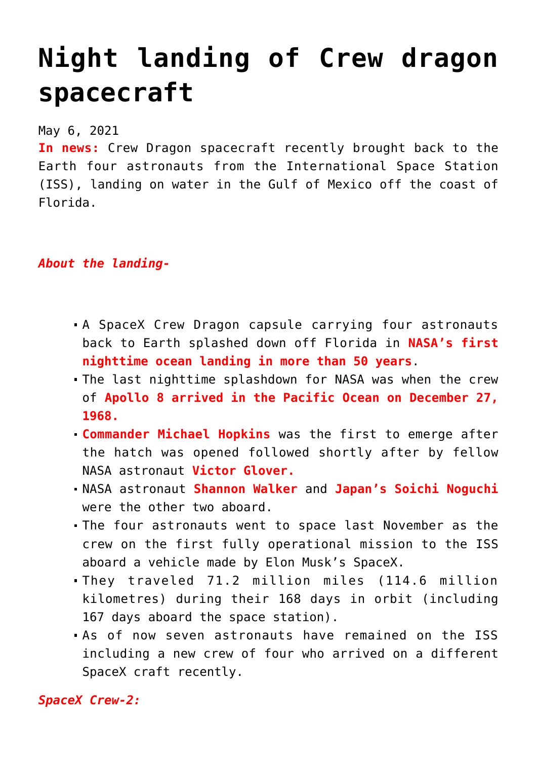# Night landing of Crew dragon spacecraft

May 6, 2021

**In news:** Crew Dragon spacecraft recently brought back to the Earth four astronauts from the International Space Station (ISS), landing on water in the Gulf of Mexico off the coast of Florida.

***About the landing-***

- A SpaceX Crew Dragon capsule carrying four astronauts back to Earth splashed down off Florida in **NASA's first nighttime ocean landing in more than 50 years**.
- The last nighttime splashdown for NASA was when the crew of **Apollo 8 arrived in the Pacific Ocean on December 27, 1968.**
- **Commander Michael Hopkins** was the first to emerge after the hatch was opened followed shortly after by fellow NASA astronaut **Victor Glover.**
- NASA astronaut **Shannon Walker** and **Japan's Soichi Noguchi** were the other two aboard.
- The four astronauts went to space last November as the crew on the first fully operational mission to the ISS aboard a vehicle made by Elon Musk's SpaceX.
- They traveled 71.2 million miles (114.6 million kilometres) during their 168 days in orbit (including 167 days aboard the space station).
- As of now seven astronauts have remained on the ISS including a new crew of four who arrived on a different SpaceX craft recently.

***SpaceX Crew-2:***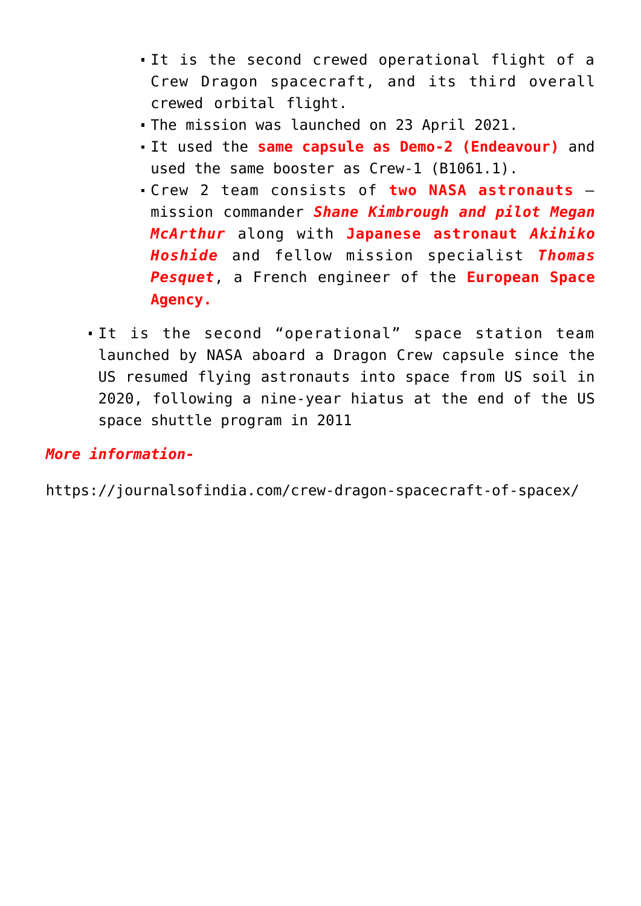- It is the second crewed operational flight of a Crew Dragon spacecraft, and its third overall crewed orbital flight.
  - The mission was launched on 23 April 2021.
  - It used the **same capsule as Demo-2 (Endeavour)** and used the same booster as Crew-1 (B1061.1).
  - Crew 2 team consists of **two NASA astronauts** – mission commander ***Shane Kimbrough and pilot Megan McArthur*** along with **Japanese astronaut *Akihiko Hoshide*** and fellow mission specialist ***Thomas Pesquet***, a French engineer of the **European Space Agency.**

- It is the second "operational" space station team launched by NASA aboard a Dragon Crew capsule since the US resumed flying astronauts into space from US soil in 2020, following a nine-year hiatus at the end of the US space shuttle program in 2011

***More information-***

https://journalsofindia.com/crew-dragon-spacecraft-of-spacex/